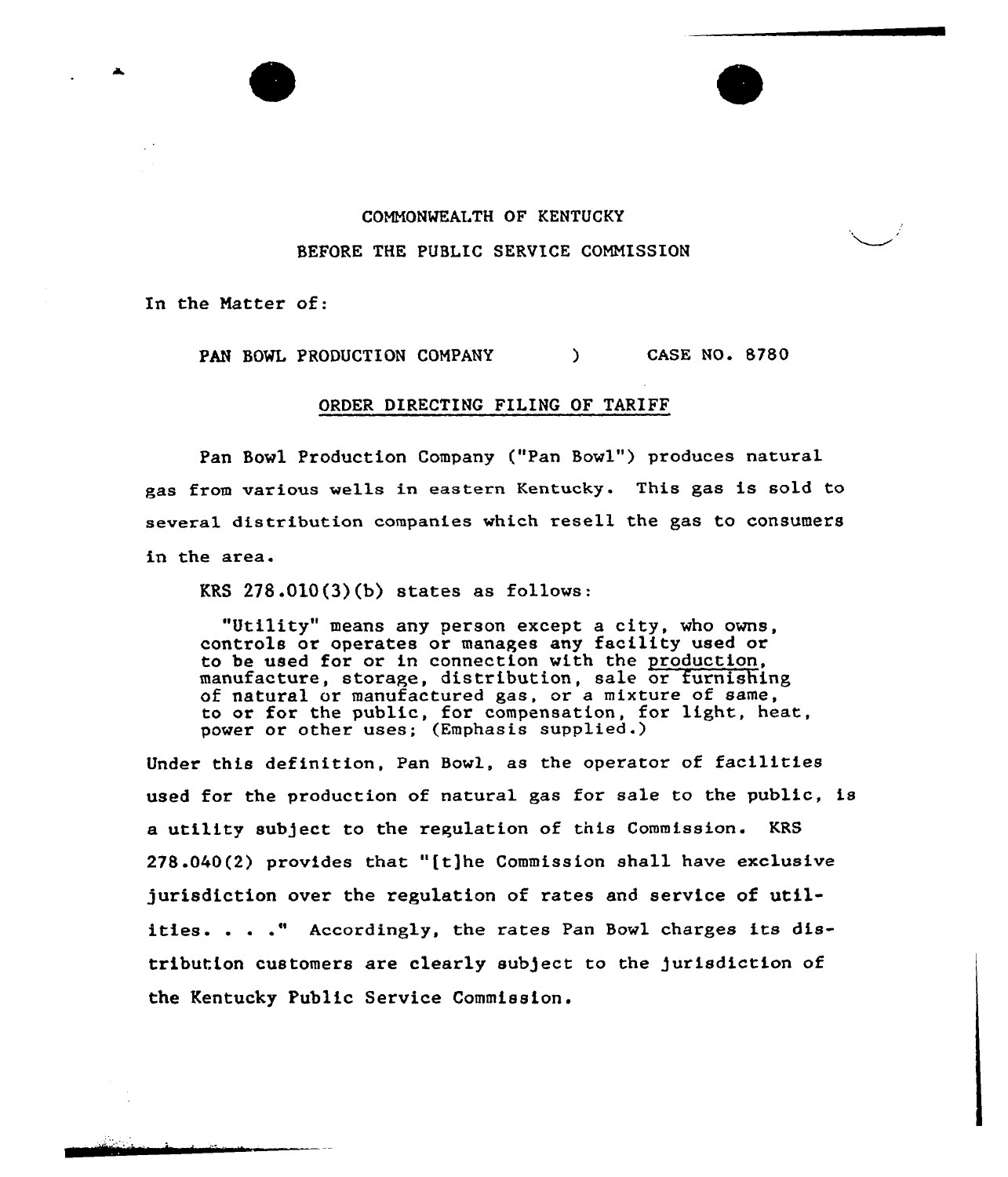COMMONWEALTH OF KENTUCKY

BEFORE THE PUBLIC SERVICE COMMISSION

In the Matter of:

PAN BOWL PRODUCTION COMPANY ) CASE NO. 8780

ORDER DIRECTING FILING OF TARIFF

Pan Bowl Production Company ("Pan Bowl") produces natural gas from various wells in eastern Kentucky. This gas is sold to several distribution companies which resell the gas to consumers in the area.

KRS 278.010(3)(b) states as follows:

> "Utility" means any person except a city, who owns, controls or operates or manages any facility used or to be used for or in connection with the production, manufacture, storage, distribution, sale or furnishing of natural or manufactured gas, or a mixture of same, to or for the public, for compensation, for light, heat, power or other uses; (Emphasis supplied.)

Under this definition, Pan Bowl, as the operator of facilities used for the production of natural gas for sale to the public, is a utility subject to the regulation of this Commission. KRS 278.040(2) provides that "[t]he Commission shall have exclusive jurisdiction over the regulation of rates and service of utilities. . . ." Accordingly, the rates Pan Bowl charges its distribution customers are clearly subject to the jurisdiction of the Kentucky Public Service Commission.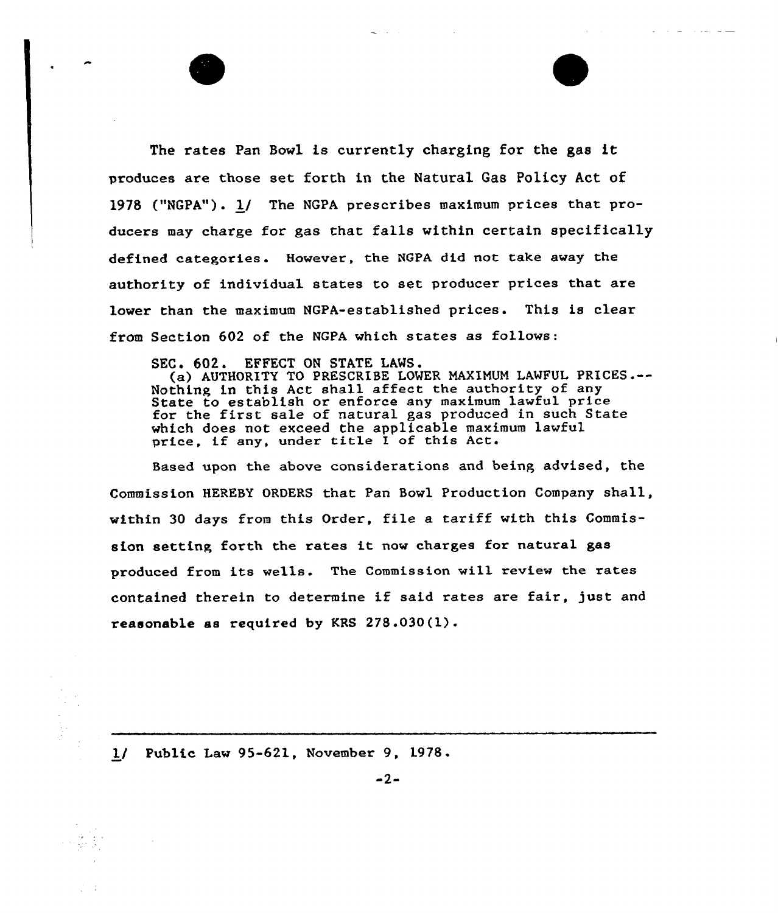The rates Pan Bowl is currently charging for the gas it produces are those set forth in the Natural Gas Policy Act of 1978 ("NGPA"). 1/ The NGPA prescribes maximum prices that producers may charge for gas that falls within certain specifically defined categories. However, the NGPA did not take away the authority of individual states to set producer prices that are lower than the maximum NGPA-established prices. This is clear from Section 602 of the NGPA which states as follows:

> SEC. 602. EFFECT ON STATE LAWS.
> (a) AUTHORITY TO PRESCRIBE LOWER MAXIMUM LAWFUL PRICES.--Nothing in this Act shall affect the authority of any State to establish or enforce any maximum lawful price for the first sale of natural gas produced in such State which does not exceed the applicable maximum lawful price, if any, under title I of this Act.

Based upon the above considerations and being advised, the Commission HEREBY ORDERS that Pan Bowl Production Company shall, within 30 days from this Order, file a tariff with this Commission setting forth the rates it now charges for natural gas produced from its wells. The Commission will review the rates contained therein to determine if said rates are fair, just and reasonable as required by KRS 278.030(1).

---

1/ Public Law 95-621, November 9, 1978.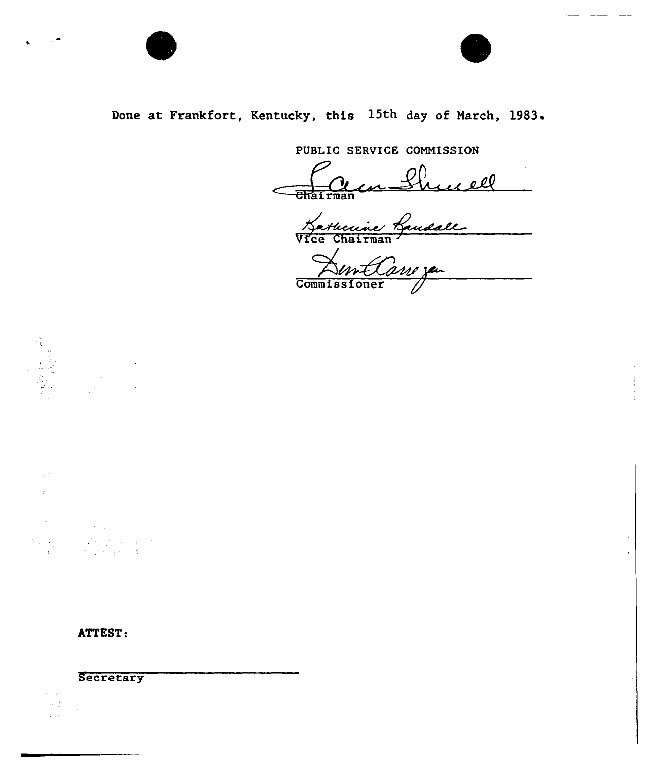Done at Frankfort, Kentucky, this 15th day of March, 1983.

PUBLIC SERVICE COMMISSION

Chairman

Vice Chairman

Commissioner

ATTEST:

Secretary